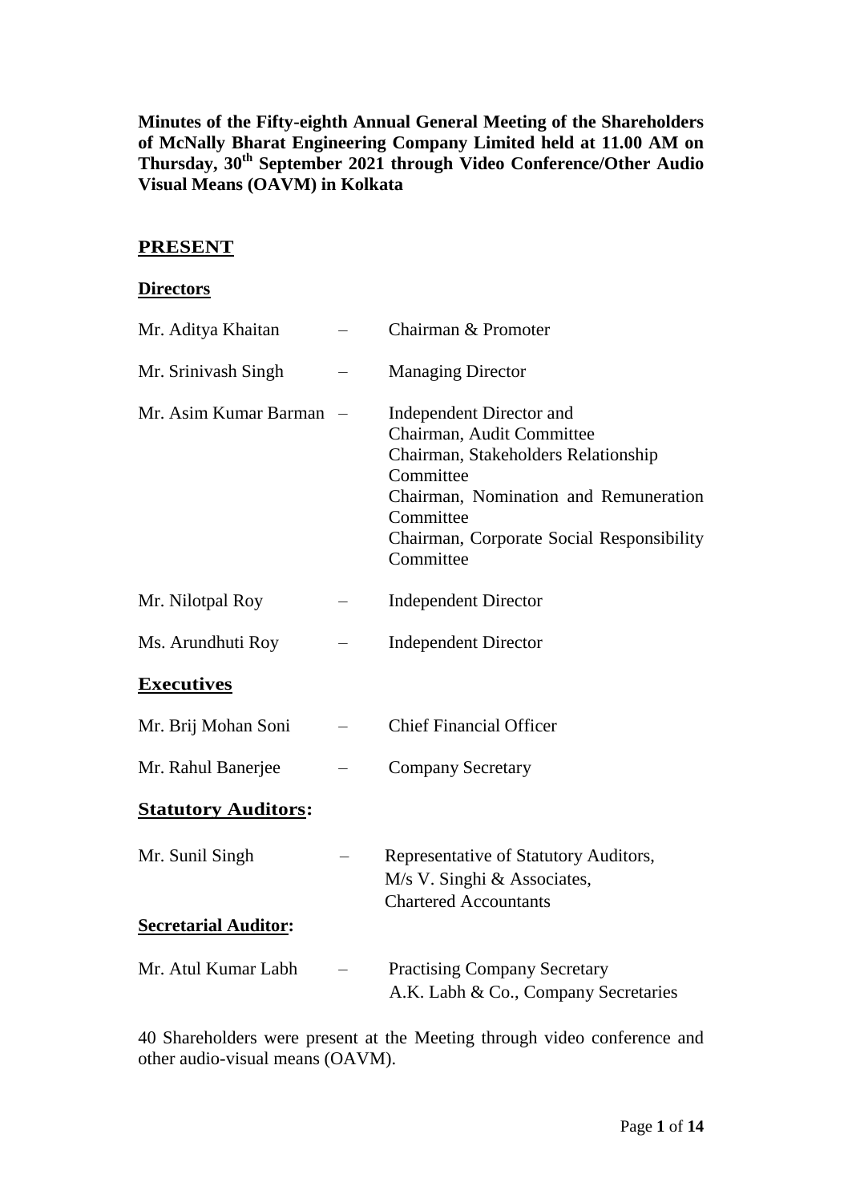**Minutes of the Fifty-eighth Annual General Meeting of the Shareholders of McNally Bharat Engineering Company Limited held at 11.00 AM on Thursday, 30th September 2021 through Video Conference/Other Audio Visual Means (OAVM) in Kolkata**

## PRESENT

### Directors

| | | |
|---|---|---|
| Mr. Aditya Khaitan | – | Chairman & Promoter |
| Mr. Srinivash Singh | – | Managing Director |
| Mr. Asim Kumar Barman | – | Independent Director and<br>Chairman, Audit Committee<br>Chairman, Stakeholders Relationship Committee<br>Chairman, Nomination and Remuneration Committee<br>Chairman, Corporate Social Responsibility Committee |
| Mr. Nilotpal Roy | – | Independent Director |
| Ms. Arundhuti Roy | – | Independent Director |

### Executives

| | | |
|---|---|---|
| Mr. Brij Mohan Soni | – | Chief Financial Officer |
| Mr. Rahul Banerjee | – | Company Secretary |

### Statutory Auditors:

| | | |
|---|---|---|
| Mr. Sunil Singh | – | Representative of Statutory Auditors,<br>M/s V. Singhi & Associates,<br>Chartered Accountants |

### Secretarial Auditor:

| | | |
|---|---|---|
| Mr. Atul Kumar Labh | – | Practising Company Secretary<br>A.K. Labh & Co., Company Secretaries |

40 Shareholders were present at the Meeting through video conference and other audio-visual means (OAVM).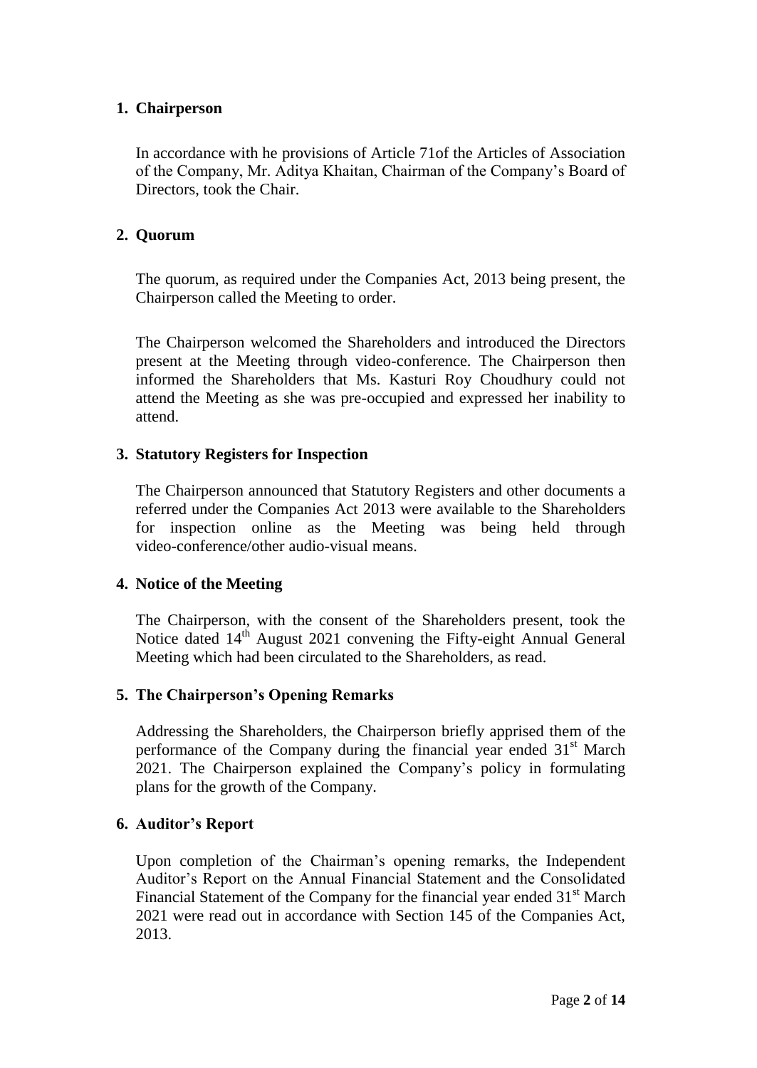## 1. Chairperson

In accordance with he provisions of Article 71of the Articles of Association of the Company, Mr. Aditya Khaitan, Chairman of the Company's Board of Directors, took the Chair.

## 2. Quorum

The quorum, as required under the Companies Act, 2013 being present, the Chairperson called the Meeting to order.

The Chairperson welcomed the Shareholders and introduced the Directors present at the Meeting through video-conference. The Chairperson then informed the Shareholders that Ms. Kasturi Roy Choudhury could not attend the Meeting as she was pre-occupied and expressed her inability to attend.

## 3. Statutory Registers for Inspection

The Chairperson announced that Statutory Registers and other documents a referred under the Companies Act 2013 were available to the Shareholders for inspection online as the Meeting was being held through video-conference/other audio-visual means.

## 4. Notice of the Meeting

The Chairperson, with the consent of the Shareholders present, took the Notice dated 14th August 2021 convening the Fifty-eight Annual General Meeting which had been circulated to the Shareholders, as read.

## 5. The Chairperson's Opening Remarks

Addressing the Shareholders, the Chairperson briefly apprised them of the performance of the Company during the financial year ended 31st March 2021. The Chairperson explained the Company's policy in formulating plans for the growth of the Company.

## 6. Auditor's Report

Upon completion of the Chairman's opening remarks, the Independent Auditor's Report on the Annual Financial Statement and the Consolidated Financial Statement of the Company for the financial year ended 31st March 2021 were read out in accordance with Section 145 of the Companies Act, 2013.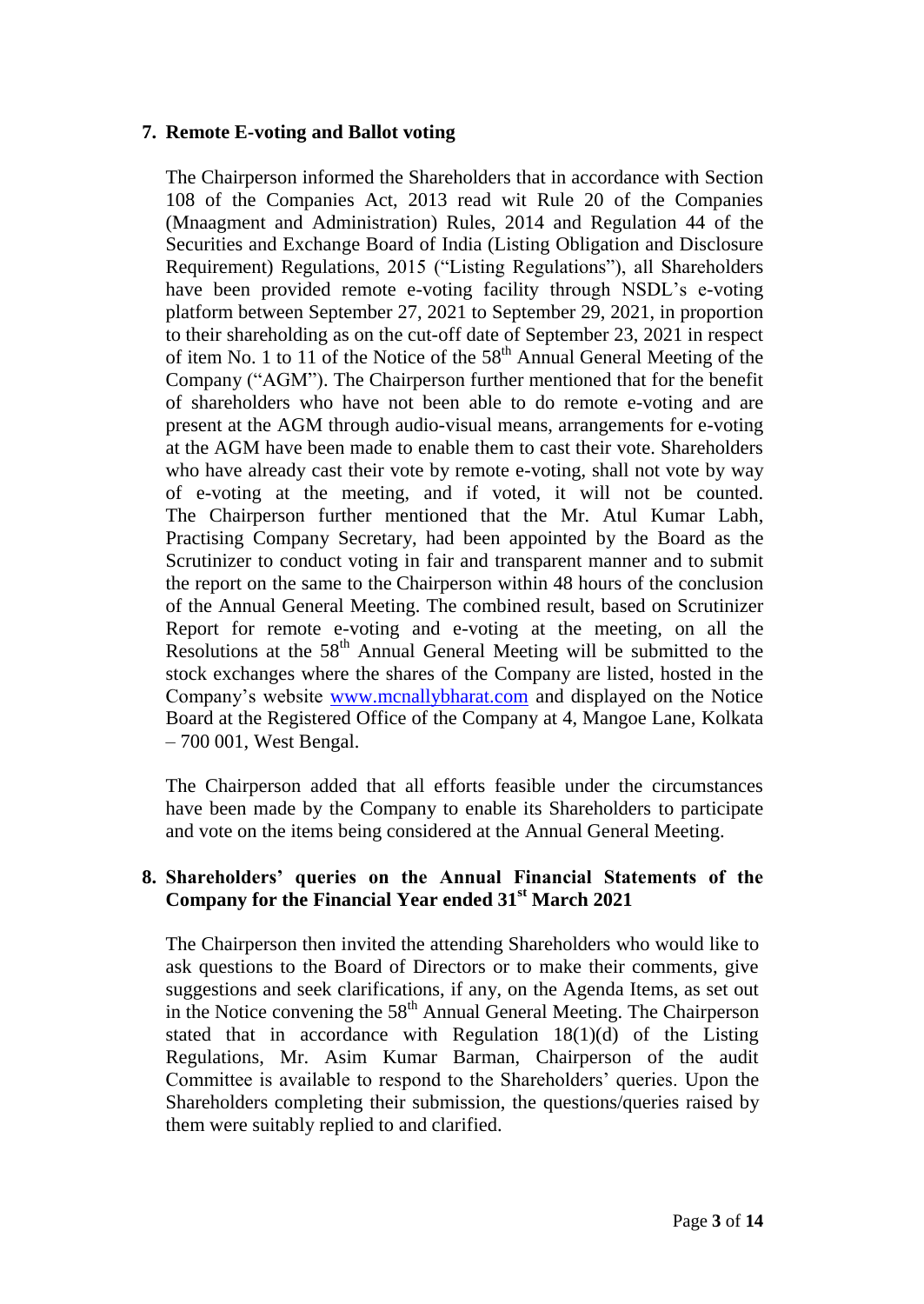## 7. Remote E-voting and Ballot voting

The Chairperson informed the Shareholders that in accordance with Section 108 of the Companies Act, 2013 read wit Rule 20 of the Companies (Mnaagment and Administration) Rules, 2014 and Regulation 44 of the Securities and Exchange Board of India (Listing Obligation and Disclosure Requirement) Regulations, 2015 ("Listing Regulations"), all Shareholders have been provided remote e-voting facility through NSDL's e-voting platform between September 27, 2021 to September 29, 2021, in proportion to their shareholding as on the cut-off date of September 23, 2021 in respect of item No. 1 to 11 of the Notice of the 58th Annual General Meeting of the Company ("AGM"). The Chairperson further mentioned that for the benefit of shareholders who have not been able to do remote e-voting and are present at the AGM through audio-visual means, arrangements for e-voting at the AGM have been made to enable them to cast their vote. Shareholders who have already cast their vote by remote e-voting, shall not vote by way of e-voting at the meeting, and if voted, it will not be counted. The Chairperson further mentioned that the Mr. Atul Kumar Labh, Practising Company Secretary, had been appointed by the Board as the Scrutinizer to conduct voting in fair and transparent manner and to submit the report on the same to the Chairperson within 48 hours of the conclusion of the Annual General Meeting. The combined result, based on Scrutinizer Report for remote e-voting and e-voting at the meeting, on all the Resolutions at the 58th Annual General Meeting will be submitted to the stock exchanges where the shares of the Company are listed, hosted in the Company's website www.mcnallybharat.com and displayed on the Notice Board at the Registered Office of the Company at 4, Mangoe Lane, Kolkata – 700 001, West Bengal.

The Chairperson added that all efforts feasible under the circumstances have been made by the Company to enable its Shareholders to participate and vote on the items being considered at the Annual General Meeting.

## 8. Shareholders' queries on the Annual Financial Statements of the Company for the Financial Year ended 31st March 2021

The Chairperson then invited the attending Shareholders who would like to ask questions to the Board of Directors or to make their comments, give suggestions and seek clarifications, if any, on the Agenda Items, as set out in the Notice convening the 58th Annual General Meeting. The Chairperson stated that in accordance with Regulation 18(1)(d) of the Listing Regulations, Mr. Asim Kumar Barman, Chairperson of the audit Committee is available to respond to the Shareholders' queries. Upon the Shareholders completing their submission, the questions/queries raised by them were suitably replied to and clarified.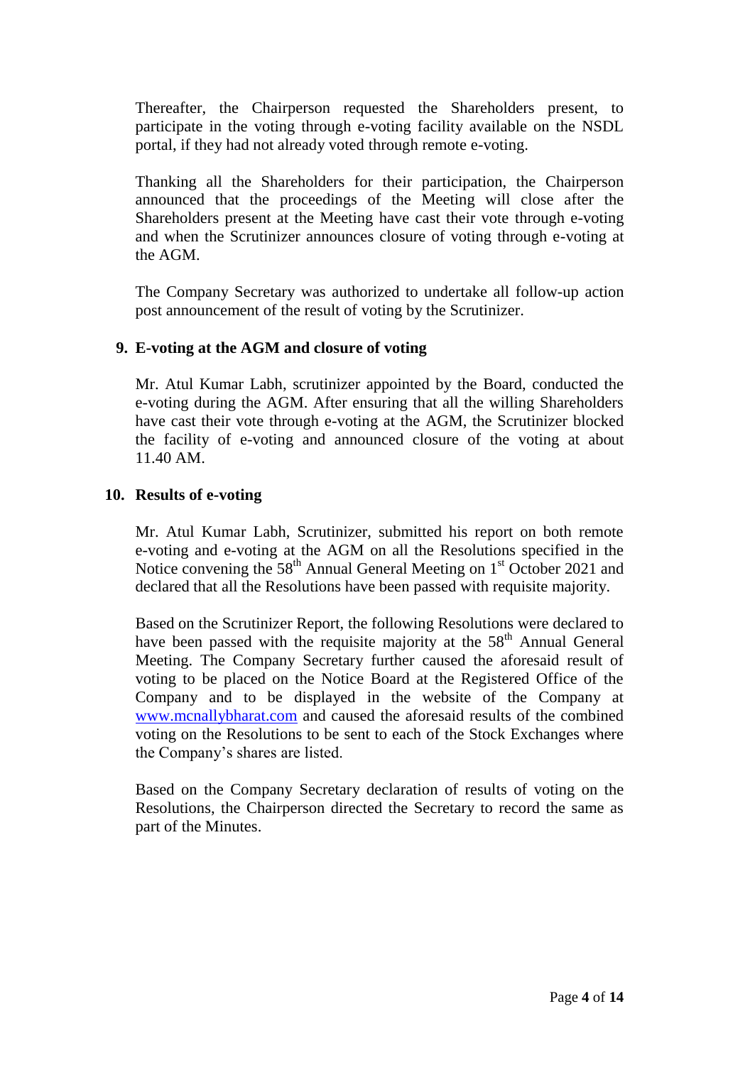Thereafter, the Chairperson requested the Shareholders present, to participate in the voting through e-voting facility available on the NSDL portal, if they had not already voted through remote e-voting.

Thanking all the Shareholders for their participation, the Chairperson announced that the proceedings of the Meeting will close after the Shareholders present at the Meeting have cast their vote through e-voting and when the Scrutinizer announces closure of voting through e-voting at the AGM.

The Company Secretary was authorized to undertake all follow-up action post announcement of the result of voting by the Scrutinizer.

**9. E-voting at the AGM and closure of voting**

Mr. Atul Kumar Labh, scrutinizer appointed by the Board, conducted the e-voting during the AGM. After ensuring that all the willing Shareholders have cast their vote through e-voting at the AGM, the Scrutinizer blocked the facility of e-voting and announced closure of the voting at about 11.40 AM.

**10. Results of e-voting**

Mr. Atul Kumar Labh, Scrutinizer, submitted his report on both remote e-voting and e-voting at the AGM on all the Resolutions specified in the Notice convening the 58th Annual General Meeting on 1st October 2021 and declared that all the Resolutions have been passed with requisite majority.

Based on the Scrutinizer Report, the following Resolutions were declared to have been passed with the requisite majority at the 58th Annual General Meeting. The Company Secretary further caused the aforesaid result of voting to be placed on the Notice Board at the Registered Office of the Company and to be displayed in the website of the Company at www.mcnallybharat.com and caused the aforesaid results of the combined voting on the Resolutions to be sent to each of the Stock Exchanges where the Company's shares are listed.

Based on the Company Secretary declaration of results of voting on the Resolutions, the Chairperson directed the Secretary to record the same as part of the Minutes.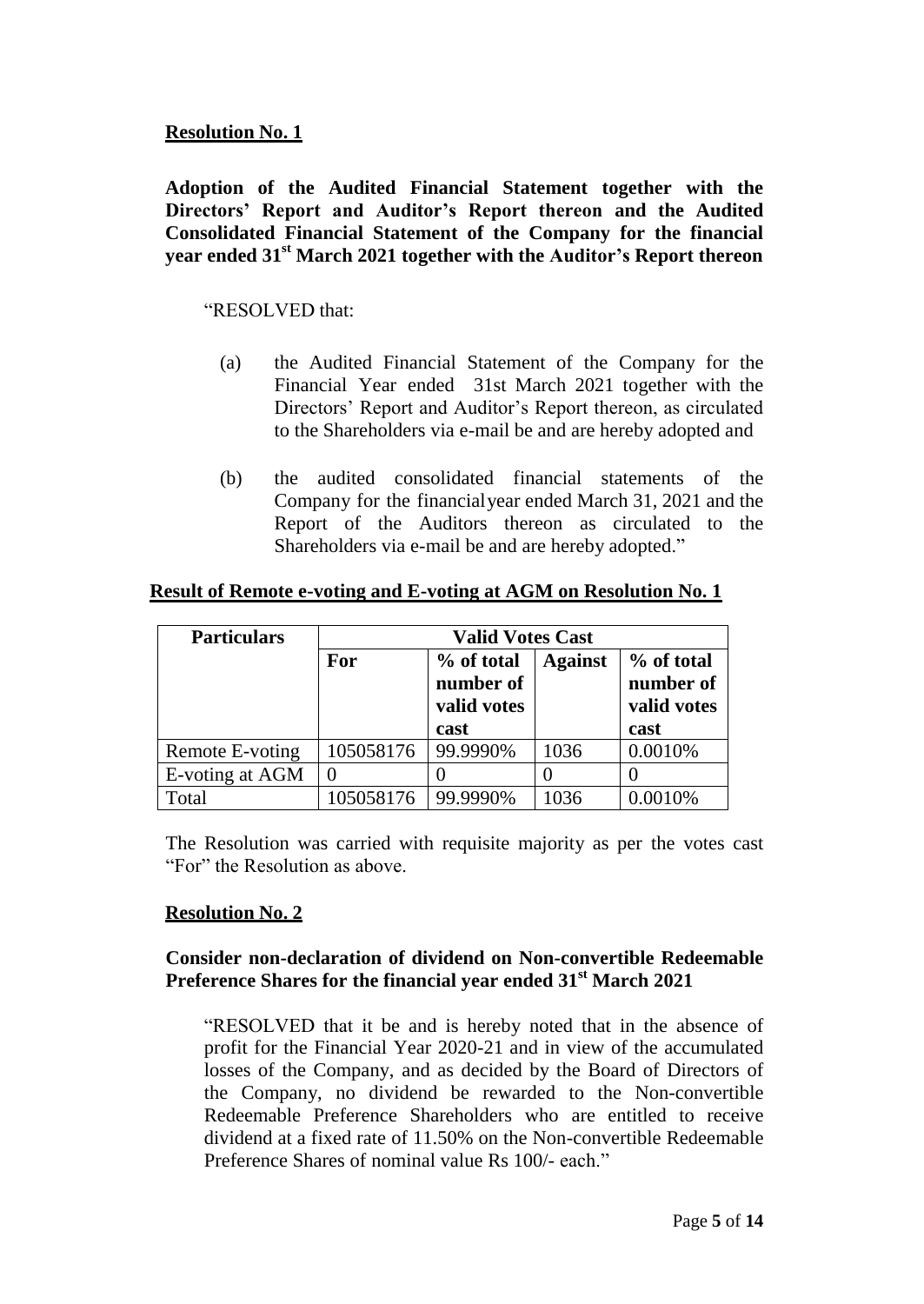**<u>Resolution No. 1</u>**

**Adoption of the Audited Financial Statement together with the Directors' Report and Auditor's Report thereon and the Audited Consolidated Financial Statement of the Company for the financial year ended 31st March 2021 together with the Auditor's Report thereon**

"RESOLVED that:

(a) the Audited Financial Statement of the Company for the Financial Year ended 31st March 2021 together with the Directors' Report and Auditor's Report thereon, as circulated to the Shareholders via e-mail be and are hereby adopted and

(b) the audited consolidated financial statements of the Company for the financialyear ended March 31, 2021 and the Report of the Auditors thereon as circulated to the Shareholders via e-mail be and are hereby adopted."

**<u>Result of Remote e-voting and E-voting at AGM on Resolution No. 1</u>**

| Particulars | Valid Votes Cast | | | |
|---|---|---|---|---|
| | For | % of total number of valid votes cast | Against | % of total number of valid votes cast |
| Remote E-voting | 105058176 | 99.9990% | 1036 | 0.0010% |
| E-voting at AGM | 0 | 0 | 0 | 0 |
| Total | 105058176 | 99.9990% | 1036 | 0.0010% |

The Resolution was carried with requisite majority as per the votes cast "For" the Resolution as above.

**<u>Resolution No. 2</u>**

**Consider non-declaration of dividend on Non-convertible Redeemable Preference Shares for the financial year ended 31st March 2021**

"RESOLVED that it be and is hereby noted that in the absence of profit for the Financial Year 2020-21 and in view of the accumulated losses of the Company, and as decided by the Board of Directors of the Company, no dividend be rewarded to the Non-convertible Redeemable Preference Shareholders who are entitled to receive dividend at a fixed rate of 11.50% on the Non-convertible Redeemable Preference Shares of nominal value Rs 100/- each."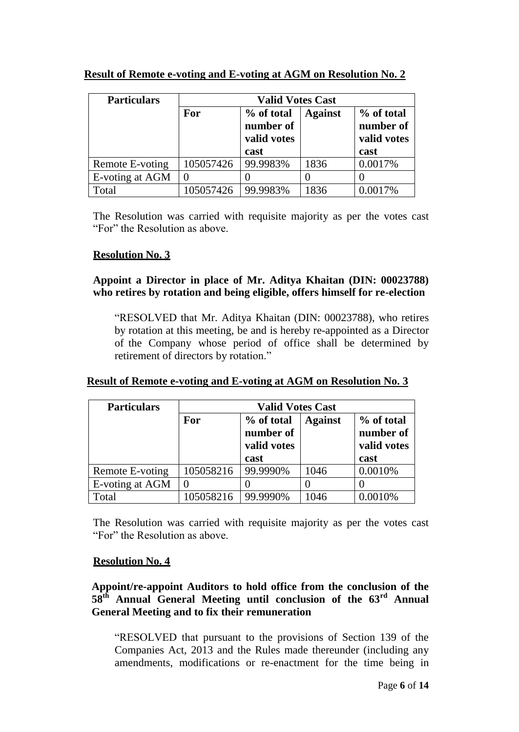**Result of Remote e-voting and E-voting at AGM on Resolution No. 2**

| Particulars | Valid Votes Cast | | | |
|---|---|---|---|---|
| | For | % of total number of valid votes cast | Against | % of total number of valid votes cast |
| Remote E-voting | 105057426 | 99.9983% | 1836 | 0.0017% |
| E-voting at AGM | 0 | 0 | 0 | 0 |
| Total | 105057426 | 99.9983% | 1836 | 0.0017% |

The Resolution was carried with requisite majority as per the votes cast "For" the Resolution as above.

**Resolution No. 3**

**Appoint a Director in place of Mr. Aditya Khaitan (DIN: 00023788) who retires by rotation and being eligible, offers himself for re-election**

"RESOLVED that Mr. Aditya Khaitan (DIN: 00023788), who retires by rotation at this meeting, be and is hereby re-appointed as a Director of the Company whose period of office shall be determined by retirement of directors by rotation."

**Result of Remote e-voting and E-voting at AGM on Resolution No. 3**

| Particulars | Valid Votes Cast | | | |
|---|---|---|---|---|
| | For | % of total number of valid votes cast | Against | % of total number of valid votes cast |
| Remote E-voting | 105058216 | 99.9990% | 1046 | 0.0010% |
| E-voting at AGM | 0 | 0 | 0 | 0 |
| Total | 105058216 | 99.9990% | 1046 | 0.0010% |

The Resolution was carried with requisite majority as per the votes cast "For" the Resolution as above.

**Resolution No. 4**

**Appoint/re-appoint Auditors to hold office from the conclusion of the 58th Annual General Meeting until conclusion of the 63rd Annual General Meeting and to fix their remuneration**

"RESOLVED that pursuant to the provisions of Section 139 of the Companies Act, 2013 and the Rules made thereunder (including any amendments, modifications or re-enactment for the time being in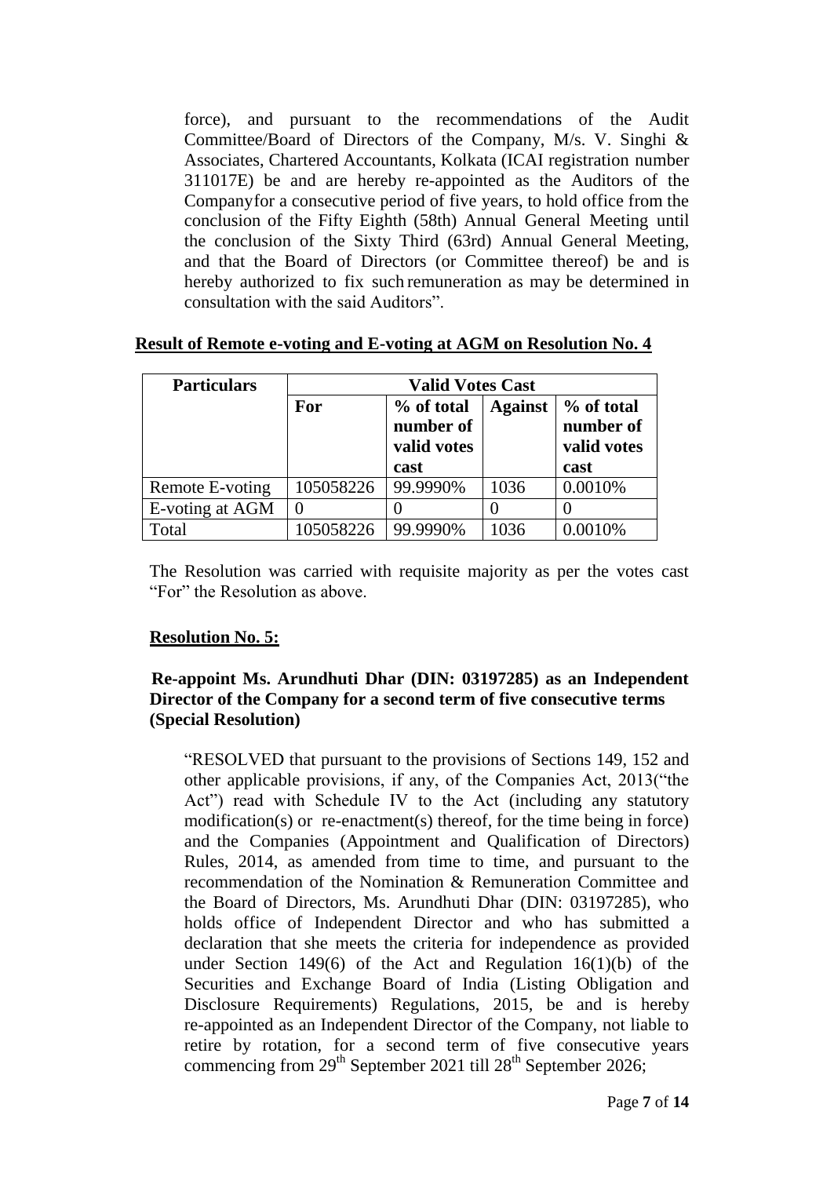force), and pursuant to the recommendations of the Audit Committee/Board of Directors of the Company, M/s. V. Singhi & Associates, Chartered Accountants, Kolkata (ICAI registration number 311017E) be and are hereby re-appointed as the Auditors of the Companyfor a consecutive period of five years, to hold office from the conclusion of the Fifty Eighth (58th) Annual General Meeting until the conclusion of the Sixty Third (63rd) Annual General Meeting, and that the Board of Directors (or Committee thereof) be and is hereby authorized to fix such remuneration as may be determined in consultation with the said Auditors".

**Result of Remote e-voting and E-voting at AGM on Resolution No. 4**

| Particulars | Valid Votes Cast | | | |
|---|---|---|---|---|
| | **For** | **% of total number of valid votes cast** | **Against** | **% of total number of valid votes cast** |
| Remote E-voting | 105058226 | 99.9990% | 1036 | 0.0010% |
| E-voting at AGM | 0 | 0 | 0 | 0 |
| Total | 105058226 | 99.9990% | 1036 | 0.0010% |

The Resolution was carried with requisite majority as per the votes cast "For" the Resolution as above.

**Resolution No. 5:**

**Re-appoint Ms. Arundhuti Dhar (DIN: 03197285) as an Independent Director of the Company for a second term of five consecutive terms (Special Resolution)**

"RESOLVED that pursuant to the provisions of Sections 149, 152 and other applicable provisions, if any, of the Companies Act, 2013("the Act") read with Schedule IV to the Act (including any statutory modification(s) or re-enactment(s) thereof, for the time being in force) and the Companies (Appointment and Qualification of Directors) Rules, 2014, as amended from time to time, and pursuant to the recommendation of the Nomination & Remuneration Committee and the Board of Directors, Ms. Arundhuti Dhar (DIN: 03197285), who holds office of Independent Director and who has submitted a declaration that she meets the criteria for independence as provided under Section 149(6) of the Act and Regulation 16(1)(b) of the Securities and Exchange Board of India (Listing Obligation and Disclosure Requirements) Regulations, 2015, be and is hereby re-appointed as an Independent Director of the Company, not liable to retire by rotation, for a second term of five consecutive years commencing from 29th September 2021 till 28th September 2026;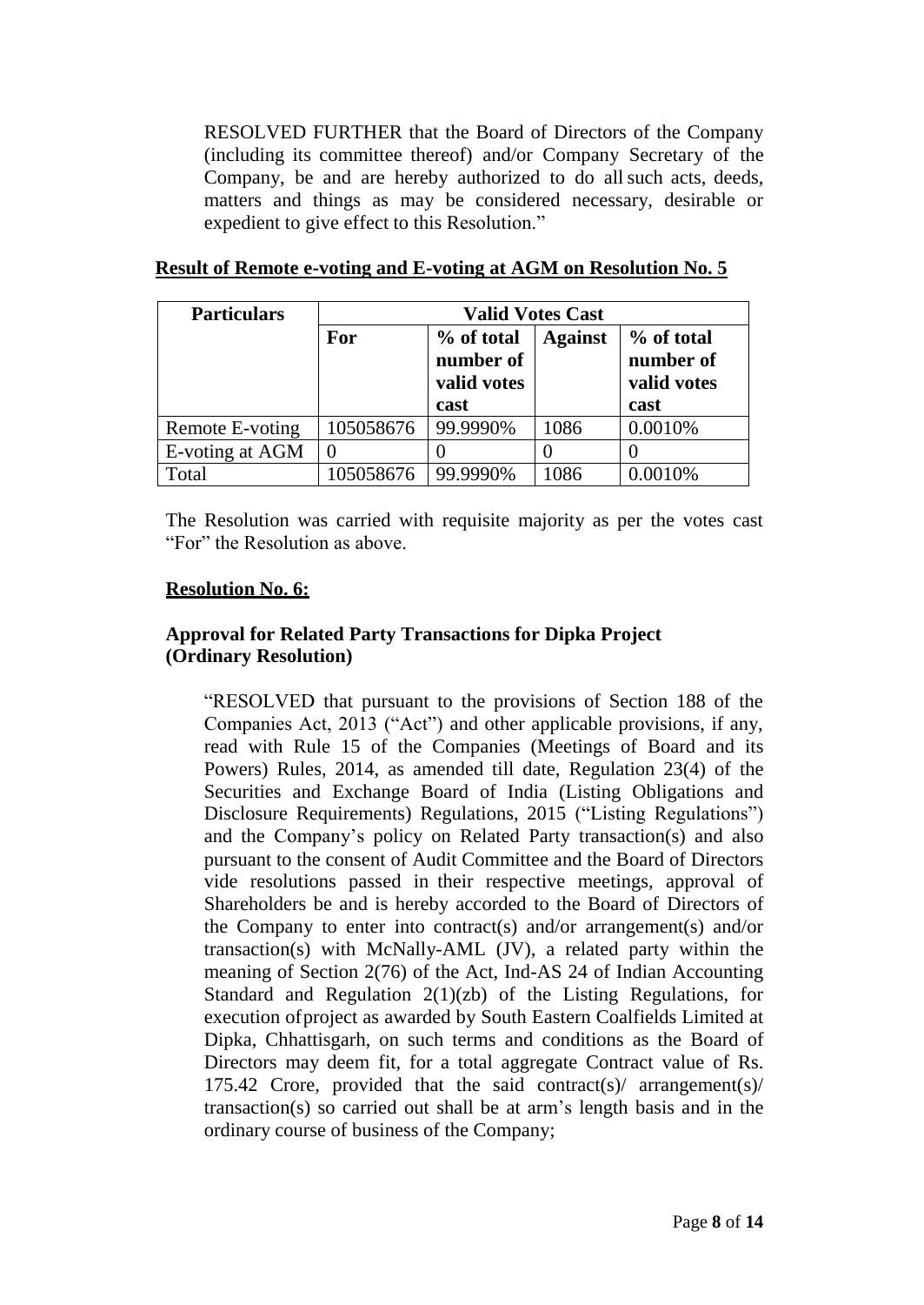RESOLVED FURTHER that the Board of Directors of the Company (including its committee thereof) and/or Company Secretary of the Company, be and are hereby authorized to do all such acts, deeds, matters and things as may be considered necessary, desirable or expedient to give effect to this Resolution."

**Result of Remote e-voting and E-voting at AGM on Resolution No. 5**

| Particulars | Valid Votes Cast | | | |
|---|---|---|---|---|
| | For | % of total number of valid votes cast | Against | % of total number of valid votes cast |
| Remote E-voting | 105058676 | 99.9990% | 1086 | 0.0010% |
| E-voting at AGM | 0 | 0 | 0 | 0 |
| Total | 105058676 | 99.9990% | 1086 | 0.0010% |

The Resolution was carried with requisite majority as per the votes cast "For" the Resolution as above.

**Resolution No. 6:**

**Approval for Related Party Transactions for Dipka Project (Ordinary Resolution)**

"RESOLVED that pursuant to the provisions of Section 188 of the Companies Act, 2013 ("Act") and other applicable provisions, if any, read with Rule 15 of the Companies (Meetings of Board and its Powers) Rules, 2014, as amended till date, Regulation 23(4) of the Securities and Exchange Board of India (Listing Obligations and Disclosure Requirements) Regulations, 2015 ("Listing Regulations") and the Company's policy on Related Party transaction(s) and also pursuant to the consent of Audit Committee and the Board of Directors vide resolutions passed in their respective meetings, approval of Shareholders be and is hereby accorded to the Board of Directors of the Company to enter into contract(s) and/or arrangement(s) and/or transaction(s) with McNally-AML (JV), a related party within the meaning of Section 2(76) of the Act, Ind-AS 24 of Indian Accounting Standard and Regulation 2(1)(zb) of the Listing Regulations, for execution of project as awarded by South Eastern Coalfields Limited at Dipka, Chhattisgarh, on such terms and conditions as the Board of Directors may deem fit, for a total aggregate Contract value of Rs. 175.42 Crore, provided that the said contract(s)/ arrangement(s)/ transaction(s) so carried out shall be at arm's length basis and in the ordinary course of business of the Company;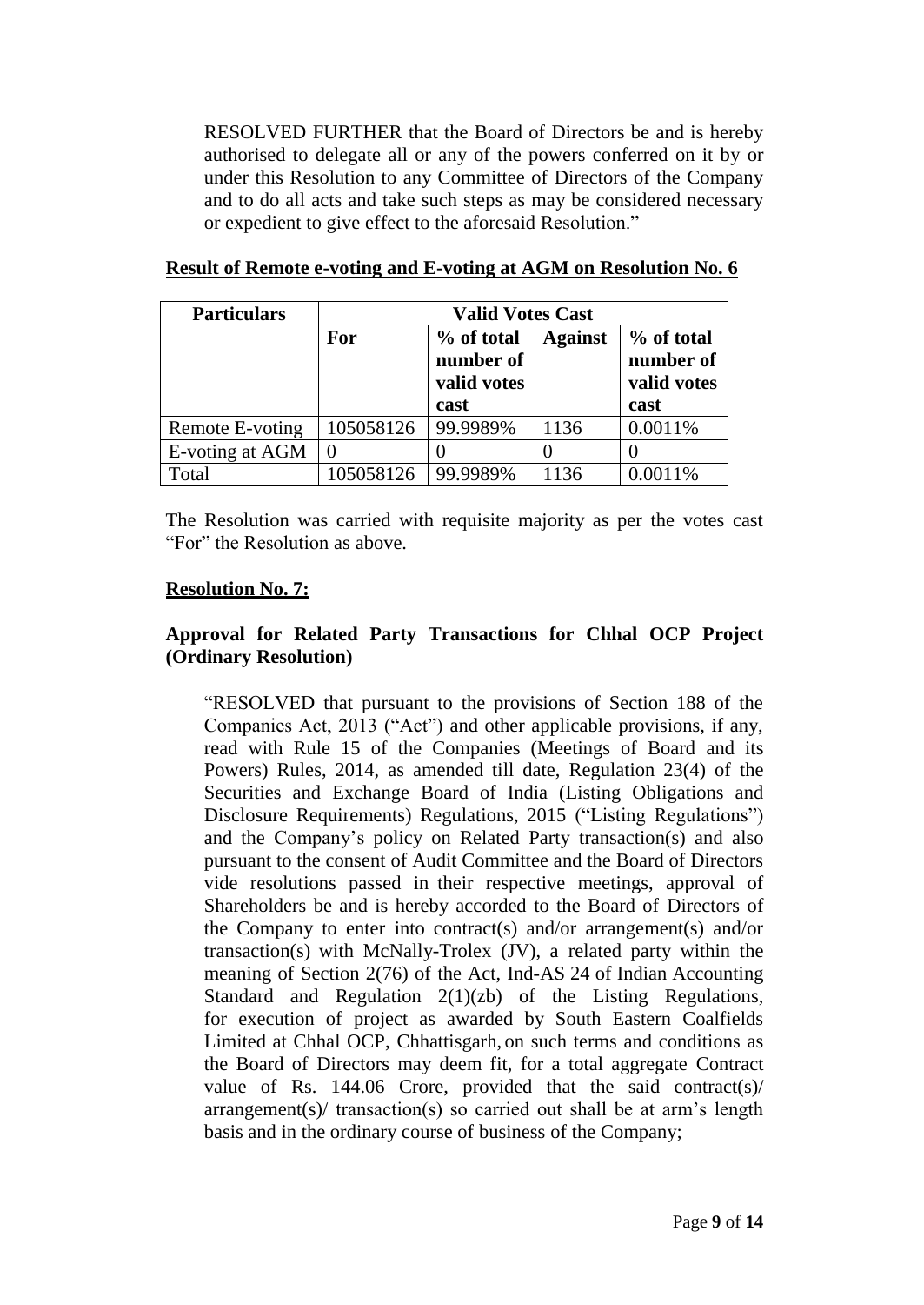RESOLVED FURTHER that the Board of Directors be and is hereby authorised to delegate all or any of the powers conferred on it by or under this Resolution to any Committee of Directors of the Company and to do all acts and take such steps as may be considered necessary or expedient to give effect to the aforesaid Resolution."

**Result of Remote e-voting and E-voting at AGM on Resolution No. 6**

| Particulars | Valid Votes Cast | | | |
|---|---|---|---|---|
| | For | % of total number of valid votes cast | Against | % of total number of valid votes cast |
| Remote E-voting | 105058126 | 99.9989% | 1136 | 0.0011% |
| E-voting at AGM | 0 | 0 | 0 | 0 |
| Total | 105058126 | 99.9989% | 1136 | 0.0011% |

The Resolution was carried with requisite majority as per the votes cast "For" the Resolution as above.

**Resolution No. 7:**

**Approval for Related Party Transactions for Chhal OCP Project (Ordinary Resolution)**

"RESOLVED that pursuant to the provisions of Section 188 of the Companies Act, 2013 ("Act") and other applicable provisions, if any, read with Rule 15 of the Companies (Meetings of Board and its Powers) Rules, 2014, as amended till date, Regulation 23(4) of the Securities and Exchange Board of India (Listing Obligations and Disclosure Requirements) Regulations, 2015 ("Listing Regulations") and the Company's policy on Related Party transaction(s) and also pursuant to the consent of Audit Committee and the Board of Directors vide resolutions passed in their respective meetings, approval of Shareholders be and is hereby accorded to the Board of Directors of the Company to enter into contract(s) and/or arrangement(s) and/or transaction(s) with McNally-Trolex (JV), a related party within the meaning of Section 2(76) of the Act, Ind-AS 24 of Indian Accounting Standard and Regulation 2(1)(zb) of the Listing Regulations, for execution of project as awarded by South Eastern Coalfields Limited at Chhal OCP, Chhattisgarh, on such terms and conditions as the Board of Directors may deem fit, for a total aggregate Contract value of Rs. 144.06 Crore, provided that the said contract(s)/ arrangement(s)/ transaction(s) so carried out shall be at arm's length basis and in the ordinary course of business of the Company;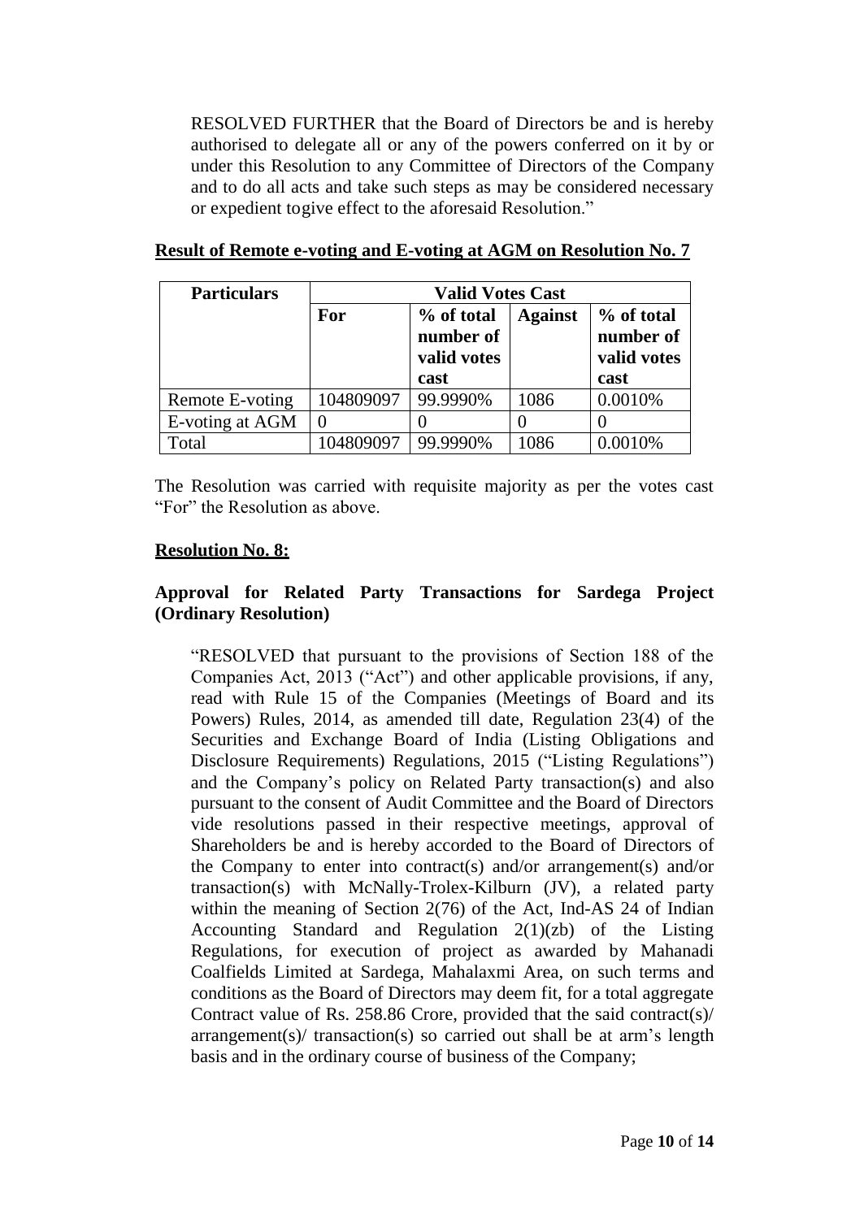RESOLVED FURTHER that the Board of Directors be and is hereby authorised to delegate all or any of the powers conferred on it by or under this Resolution to any Committee of Directors of the Company and to do all acts and take such steps as may be considered necessary or expedient togive effect to the aforesaid Resolution."

**Result of Remote e-voting and E-voting at AGM on Resolution No. 7**

| Particulars | Valid Votes Cast | | | |
|---|---|---|---|---|
| | For | % of total number of valid votes cast | Against | % of total number of valid votes cast |
| Remote E-voting | 104809097 | 99.9990% | 1086 | 0.0010% |
| E-voting at AGM | 0 | 0 | 0 | 0 |
| Total | 104809097 | 99.9990% | 1086 | 0.0010% |

The Resolution was carried with requisite majority as per the votes cast "For" the Resolution as above.

**Resolution No. 8:**

**Approval for Related Party Transactions for Sardega Project (Ordinary Resolution)**

"RESOLVED that pursuant to the provisions of Section 188 of the Companies Act, 2013 ("Act") and other applicable provisions, if any, read with Rule 15 of the Companies (Meetings of Board and its Powers) Rules, 2014, as amended till date, Regulation 23(4) of the Securities and Exchange Board of India (Listing Obligations and Disclosure Requirements) Regulations, 2015 ("Listing Regulations") and the Company's policy on Related Party transaction(s) and also pursuant to the consent of Audit Committee and the Board of Directors vide resolutions passed in their respective meetings, approval of Shareholders be and is hereby accorded to the Board of Directors of the Company to enter into contract(s) and/or arrangement(s) and/or transaction(s) with McNally-Trolex-Kilburn (JV), a related party within the meaning of Section 2(76) of the Act, Ind-AS 24 of Indian Accounting Standard and Regulation 2(1)(zb) of the Listing Regulations, for execution of project as awarded by Mahanadi Coalfields Limited at Sardega, Mahalaxmi Area, on such terms and conditions as the Board of Directors may deem fit, for a total aggregate Contract value of Rs. 258.86 Crore, provided that the said contract(s)/ arrangement(s)/ transaction(s) so carried out shall be at arm's length basis and in the ordinary course of business of the Company;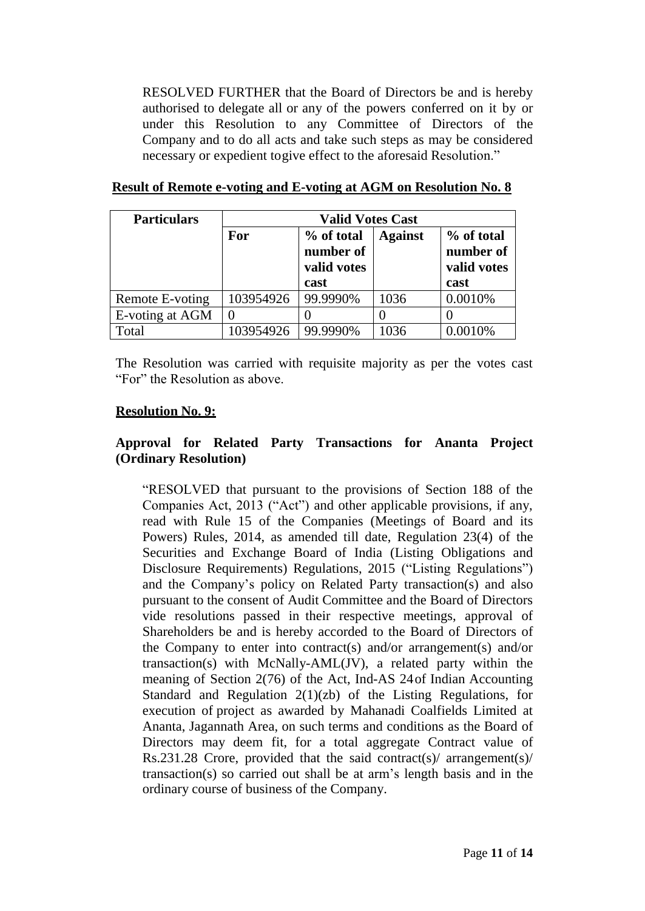RESOLVED FURTHER that the Board of Directors be and is hereby authorised to delegate all or any of the powers conferred on it by or under this Resolution to any Committee of Directors of the Company and to do all acts and take such steps as may be considered necessary or expedient togive effect to the aforesaid Resolution."

**Result of Remote e-voting and E-voting at AGM on Resolution No. 8**

| Particulars | Valid Votes Cast | | | |
|---|---|---|---|---|
| | For | % of total number of valid votes cast | Against | % of total number of valid votes cast |
| Remote E-voting | 103954926 | 99.9990% | 1036 | 0.0010% |
| E-voting at AGM | 0 | 0 | 0 | 0 |
| Total | 103954926 | 99.9990% | 1036 | 0.0010% |

The Resolution was carried with requisite majority as per the votes cast "For" the Resolution as above.

**Resolution No. 9:**

**Approval for Related Party Transactions for Ananta Project (Ordinary Resolution)**

"RESOLVED that pursuant to the provisions of Section 188 of the Companies Act, 2013 ("Act") and other applicable provisions, if any, read with Rule 15 of the Companies (Meetings of Board and its Powers) Rules, 2014, as amended till date, Regulation 23(4) of the Securities and Exchange Board of India (Listing Obligations and Disclosure Requirements) Regulations, 2015 ("Listing Regulations") and the Company's policy on Related Party transaction(s) and also pursuant to the consent of Audit Committee and the Board of Directors vide resolutions passed in their respective meetings, approval of Shareholders be and is hereby accorded to the Board of Directors of the Company to enter into contract(s) and/or arrangement(s) and/or transaction(s) with McNally-AML(JV), a related party within the meaning of Section 2(76) of the Act, Ind-AS 24of Indian Accounting Standard and Regulation 2(1)(zb) of the Listing Regulations, for execution of project as awarded by Mahanadi Coalfields Limited at Ananta, Jagannath Area, on such terms and conditions as the Board of Directors may deem fit, for a total aggregate Contract value of Rs.231.28 Crore, provided that the said contract(s)/ arrangement(s)/ transaction(s) so carried out shall be at arm's length basis and in the ordinary course of business of the Company.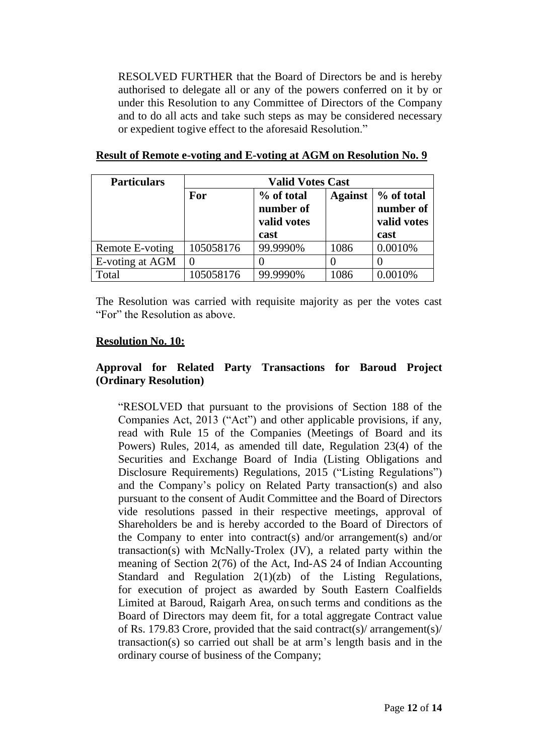RESOLVED FURTHER that the Board of Directors be and is hereby authorised to delegate all or any of the powers conferred on it by or under this Resolution to any Committee of Directors of the Company and to do all acts and take such steps as may be considered necessary or expedient togive effect to the aforesaid Resolution."

**Result of Remote e-voting and E-voting at AGM on Resolution No. 9**

| Particulars | Valid Votes Cast | | | |
|---|---|---|---|---|
| | For | % of total number of valid votes cast | Against | % of total number of valid votes cast |
| Remote E-voting | 105058176 | 99.9990% | 1086 | 0.0010% |
| E-voting at AGM | 0 | 0 | 0 | 0 |
| Total | 105058176 | 99.9990% | 1086 | 0.0010% |

The Resolution was carried with requisite majority as per the votes cast "For" the Resolution as above.

**Resolution No. 10:**

**Approval for Related Party Transactions for Baroud Project (Ordinary Resolution)**

"RESOLVED that pursuant to the provisions of Section 188 of the Companies Act, 2013 ("Act") and other applicable provisions, if any, read with Rule 15 of the Companies (Meetings of Board and its Powers) Rules, 2014, as amended till date, Regulation 23(4) of the Securities and Exchange Board of India (Listing Obligations and Disclosure Requirements) Regulations, 2015 ("Listing Regulations") and the Company's policy on Related Party transaction(s) and also pursuant to the consent of Audit Committee and the Board of Directors vide resolutions passed in their respective meetings, approval of Shareholders be and is hereby accorded to the Board of Directors of the Company to enter into contract(s) and/or arrangement(s) and/or transaction(s) with McNally-Trolex (JV), a related party within the meaning of Section 2(76) of the Act, Ind-AS 24 of Indian Accounting Standard and Regulation 2(1)(zb) of the Listing Regulations, for execution of project as awarded by South Eastern Coalfields Limited at Baroud, Raigarh Area, onsuch terms and conditions as the Board of Directors may deem fit, for a total aggregate Contract value of Rs. 179.83 Crore, provided that the said contract(s)/ arrangement(s)/ transaction(s) so carried out shall be at arm's length basis and in the ordinary course of business of the Company;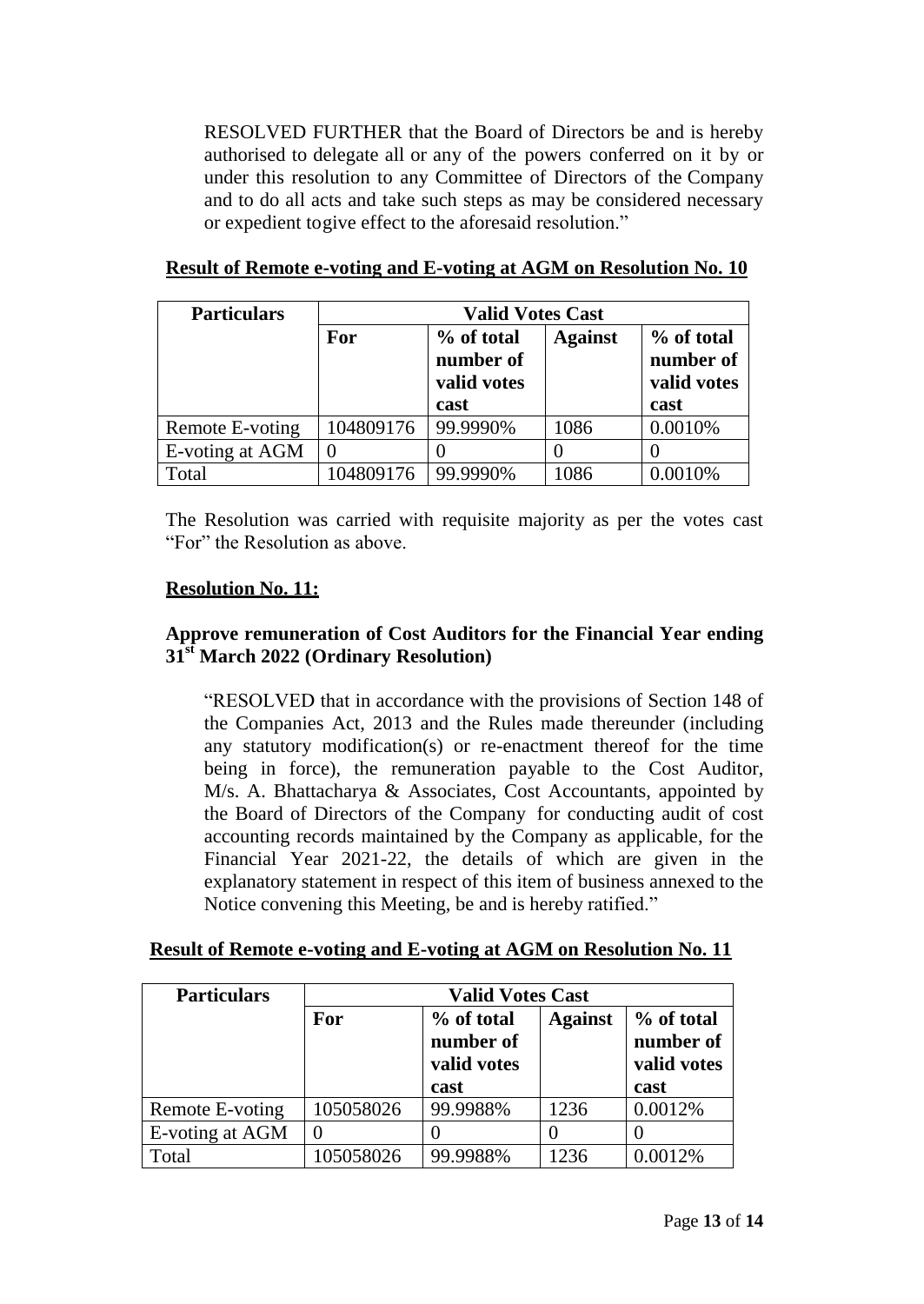RESOLVED FURTHER that the Board of Directors be and is hereby authorised to delegate all or any of the powers conferred on it by or under this resolution to any Committee of Directors of the Company and to do all acts and take such steps as may be considered necessary or expedient togive effect to the aforesaid resolution."

**Result of Remote e-voting and E-voting at AGM on Resolution No. 10**

| Particulars | Valid Votes Cast | | | |
|---|---|---|---|---|
| | For | % of total number of valid votes cast | Against | % of total number of valid votes cast |
| Remote E-voting | 104809176 | 99.9990% | 1086 | 0.0010% |
| E-voting at AGM | 0 | 0 | 0 | 0 |
| Total | 104809176 | 99.9990% | 1086 | 0.0010% |

The Resolution was carried with requisite majority as per the votes cast "For" the Resolution as above.

**Resolution No. 11:**

**Approve remuneration of Cost Auditors for the Financial Year ending 31st March 2022 (Ordinary Resolution)**

"RESOLVED that in accordance with the provisions of Section 148 of the Companies Act, 2013 and the Rules made thereunder (including any statutory modification(s) or re-enactment thereof for the time being in force), the remuneration payable to the Cost Auditor, M/s. A. Bhattacharya & Associates, Cost Accountants, appointed by the Board of Directors of the Company for conducting audit of cost accounting records maintained by the Company as applicable, for the Financial Year 2021-22, the details of which are given in the explanatory statement in respect of this item of business annexed to the Notice convening this Meeting, be and is hereby ratified."

**Result of Remote e-voting and E-voting at AGM on Resolution No. 11**

| Particulars | Valid Votes Cast | | | |
|---|---|---|---|---|
| | For | % of total number of valid votes cast | Against | % of total number of valid votes cast |
| Remote E-voting | 105058026 | 99.9988% | 1236 | 0.0012% |
| E-voting at AGM | 0 | 0 | 0 | 0 |
| Total | 105058026 | 99.9988% | 1236 | 0.0012% |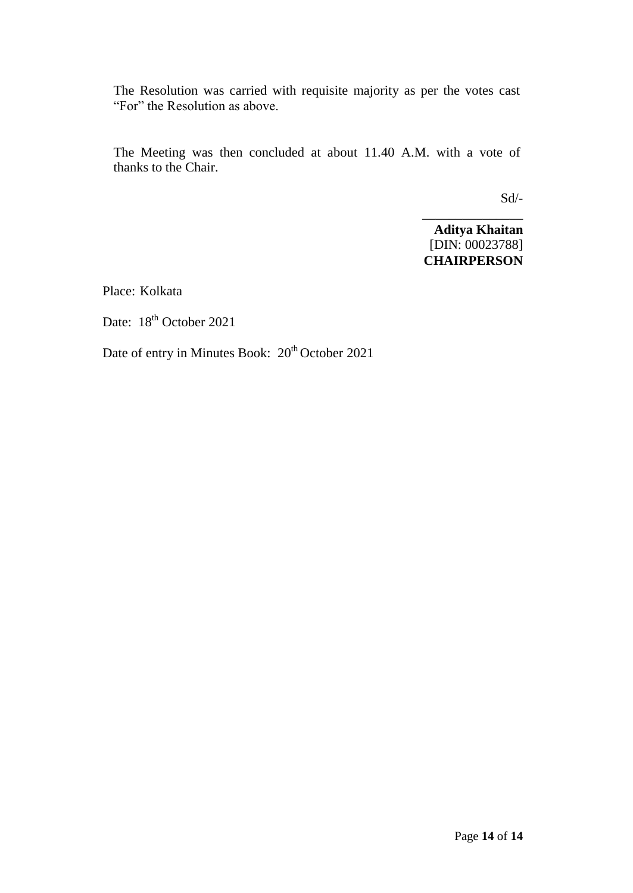The Resolution was carried with requisite majority as per the votes cast "For" the Resolution as above.

The Meeting was then concluded at about 11.40 A.M. with a vote of thanks to the Chair.

Sd/-

\_\_\_\_\_\_\_\_\_\_\_\_\_\_\_

**Aditya Khaitan**
[DIN: 00023788]
**CHAIRPERSON**

Place: Kolkata

Date: 18th October 2021

Date of entry in Minutes Book: 20th October 2021